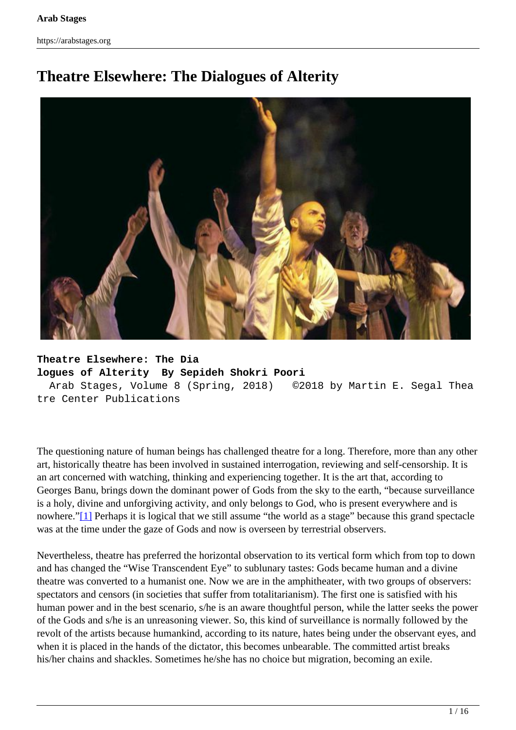# Theatre Elsewhere: The Dialogues of Alterity

**Theatre Elsewhere: The Dialogues of Alterity By Sepideh Shokri Poori**
Arab Stages, Volume 8 (Spring, 2018) ©2018 by Martin E. Segal Theatre Center Publications

The questioning nature of human beings has challenged theatre for a long. Therefore, more than any other art, historically theatre has been involved in sustained interrogation, reviewing and self-censorship. It is an art concerned with watching, thinking and experiencing together. It is the art that, according to Georges Banu, brings down the dominant power of Gods from the sky to the earth, "because surveillance is a holy, divine and unforgiving activity, and only belongs to God, who is present everywhere and is nowhere."[1] Perhaps it is logical that we still assume "the world as a stage" because this grand spectacle was at the time under the gaze of Gods and now is overseen by terrestrial observers.

Nevertheless, theatre has preferred the horizontal observation to its vertical form which from top to down and has changed the "Wise Transcendent Eye" to sublunary tastes: Gods became human and a divine theatre was converted to a humanist one. Now we are in the amphitheater, with two groups of observers: spectators and censors (in societies that suffer from totalitarianism). The first one is satisfied with his human power and in the best scenario, s/he is an aware thoughtful person, while the latter seeks the power of the Gods and s/he is an unreasoning viewer. So, this kind of surveillance is normally followed by the revolt of the artists because humankind, according to its nature, hates being under the observant eyes, and when it is placed in the hands of the dictator, this becomes unbearable. The committed artist breaks his/her chains and shackles. Sometimes he/she has no choice but migration, becoming an exile.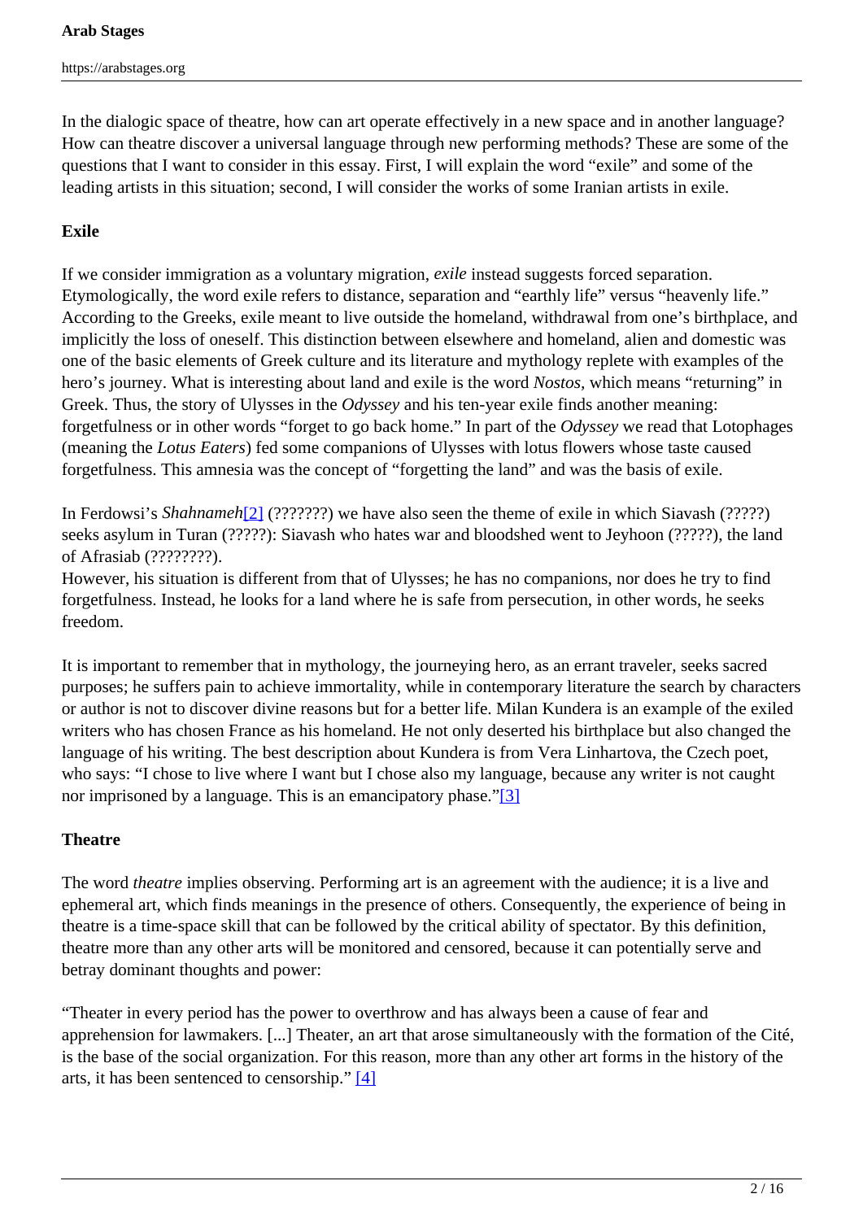In the dialogic space of theatre, how can art operate effectively in a new space and in another language? How can theatre discover a universal language through new performing methods? These are some of the questions that I want to consider in this essay. First, I will explain the word "exile" and some of the leading artists in this situation; second, I will consider the works of some Iranian artists in exile.

## Exile

If we consider immigration as a voluntary migration, *exile* instead suggests forced separation. Etymologically, the word exile refers to distance, separation and "earthly life" versus "heavenly life." According to the Greeks, exile meant to live outside the homeland, withdrawal from one's birthplace, and implicitly the loss of oneself. This distinction between elsewhere and homeland, alien and domestic was one of the basic elements of Greek culture and its literature and mythology replete with examples of the hero's journey. What is interesting about land and exile is the word *Nostos*, which means "returning" in Greek. Thus, the story of Ulysses in the *Odyssey* and his ten-year exile finds another meaning: forgetfulness or in other words "forget to go back home." In part of the *Odyssey* we read that Lotophages (meaning the *Lotus Eaters*) fed some companions of Ulysses with lotus flowers whose taste caused forgetfulness. This amnesia was the concept of "forgetting the land" and was the basis of exile.

In Ferdowsi's *Shahnameh*[2] (???????) we have also seen the theme of exile in which Siavash (?????) seeks asylum in Turan (?????): Siavash who hates war and bloodshed went to Jeyhoon (?????), the land of Afrasiab (????????).
However, his situation is different from that of Ulysses; he has no companions, nor does he try to find forgetfulness. Instead, he looks for a land where he is safe from persecution, in other words, he seeks freedom.

It is important to remember that in mythology, the journeying hero, as an errant traveler, seeks sacred purposes; he suffers pain to achieve immortality, while in contemporary literature the search by characters or author is not to discover divine reasons but for a better life. Milan Kundera is an example of the exiled writers who has chosen France as his homeland. He not only deserted his birthplace but also changed the language of his writing. The best description about Kundera is from Vera Linhartova, the Czech poet, who says: "I chose to live where I want but I chose also my language, because any writer is not caught nor imprisoned by a language. This is an emancipatory phase."[3]

## Theatre

The word *theatre* implies observing. Performing art is an agreement with the audience; it is a live and ephemeral art, which finds meanings in the presence of others. Consequently, the experience of being in theatre is a time-space skill that can be followed by the critical ability of spectator. By this definition, theatre more than any other arts will be monitored and censored, because it can potentially serve and betray dominant thoughts and power:

"Theater in every period has the power to overthrow and has always been a cause of fear and apprehension for lawmakers. [...] Theater, an art that arose simultaneously with the formation of the Cité, is the base of the social organization. For this reason, more than any other art forms in the history of the arts, it has been sentenced to censorship." [4]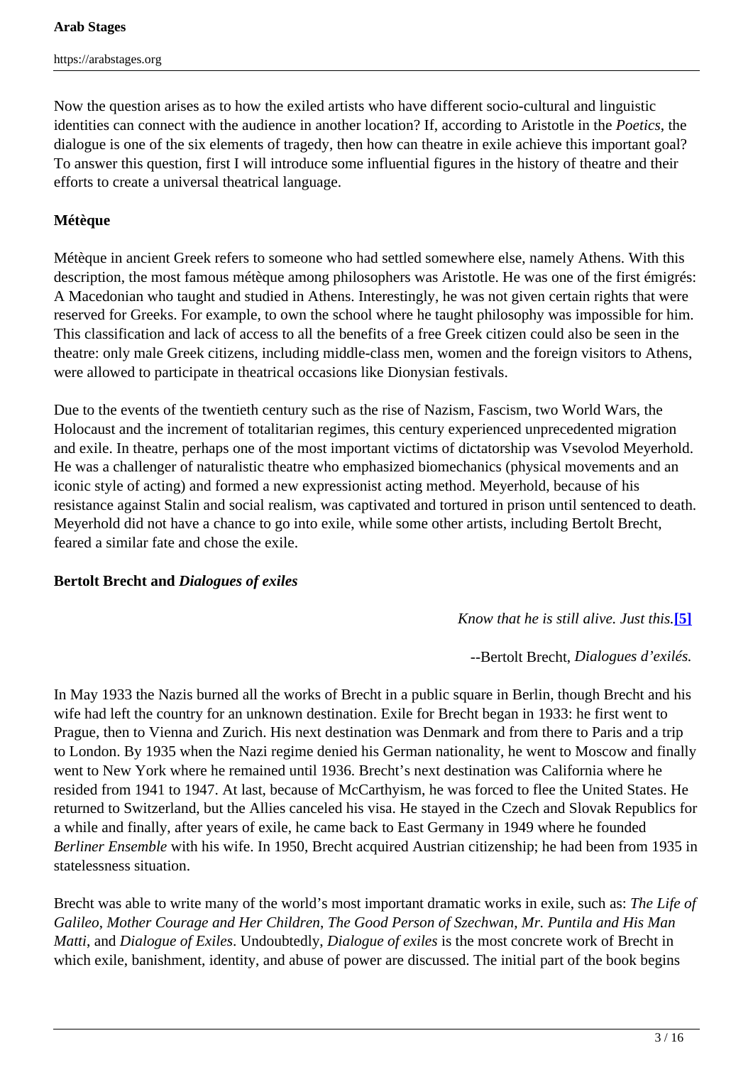Now the question arises as to how the exiled artists who have different socio-cultural and linguistic identities can connect with the audience in another location? If, according to Aristotle in the *Poetics*, the dialogue is one of the six elements of tragedy, then how can theatre in exile achieve this important goal? To answer this question, first I will introduce some influential figures in the history of theatre and their efforts to create a universal theatrical language.

**Métèque**

Métèque in ancient Greek refers to someone who had settled somewhere else, namely Athens. With this description, the most famous métèque among philosophers was Aristotle. He was one of the first émigrés: A Macedonian who taught and studied in Athens. Interestingly, he was not given certain rights that were reserved for Greeks. For example, to own the school where he taught philosophy was impossible for him. This classification and lack of access to all the benefits of a free Greek citizen could also be seen in the theatre: only male Greek citizens, including middle-class men, women and the foreign visitors to Athens, were allowed to participate in theatrical occasions like Dionysian festivals.

Due to the events of the twentieth century such as the rise of Nazism, Fascism, two World Wars, the Holocaust and the increment of totalitarian regimes, this century experienced unprecedented migration and exile. In theatre, perhaps one of the most important victims of dictatorship was Vsevolod Meyerhold. He was a challenger of naturalistic theatre who emphasized biomechanics (physical movements and an iconic style of acting) and formed a new expressionist acting method. Meyerhold, because of his resistance against Stalin and social realism, was captivated and tortured in prison until sentenced to death. Meyerhold did not have a chance to go into exile, while some other artists, including Bertolt Brecht, feared a similar fate and chose the exile.

**Bertolt Brecht and *Dialogues of exiles***

*Know that he is still alive. Just this.*[5]

--Bertolt Brecht, *Dialogues d'exilés.*

In May 1933 the Nazis burned all the works of Brecht in a public square in Berlin, though Brecht and his wife had left the country for an unknown destination. Exile for Brecht began in 1933: he first went to Prague, then to Vienna and Zurich. His next destination was Denmark and from there to Paris and a trip to London. By 1935 when the Nazi regime denied his German nationality, he went to Moscow and finally went to New York where he remained until 1936. Brecht's next destination was California where he resided from 1941 to 1947. At last, because of McCarthyism, he was forced to flee the United States. He returned to Switzerland, but the Allies canceled his visa. He stayed in the Czech and Slovak Republics for a while and finally, after years of exile, he came back to East Germany in 1949 where he founded *Berliner Ensemble* with his wife. In 1950, Brecht acquired Austrian citizenship; he had been from 1935 in statelessness situation.

Brecht was able to write many of the world's most important dramatic works in exile, such as: *The Life of Galileo*, *Mother Courage and Her Children*, *The Good Person of Szechwan*, *Mr. Puntila and His Man Matti*, and *Dialogue of Exiles*. Undoubtedly, *Dialogue of exiles* is the most concrete work of Brecht in which exile, banishment, identity, and abuse of power are discussed. The initial part of the book begins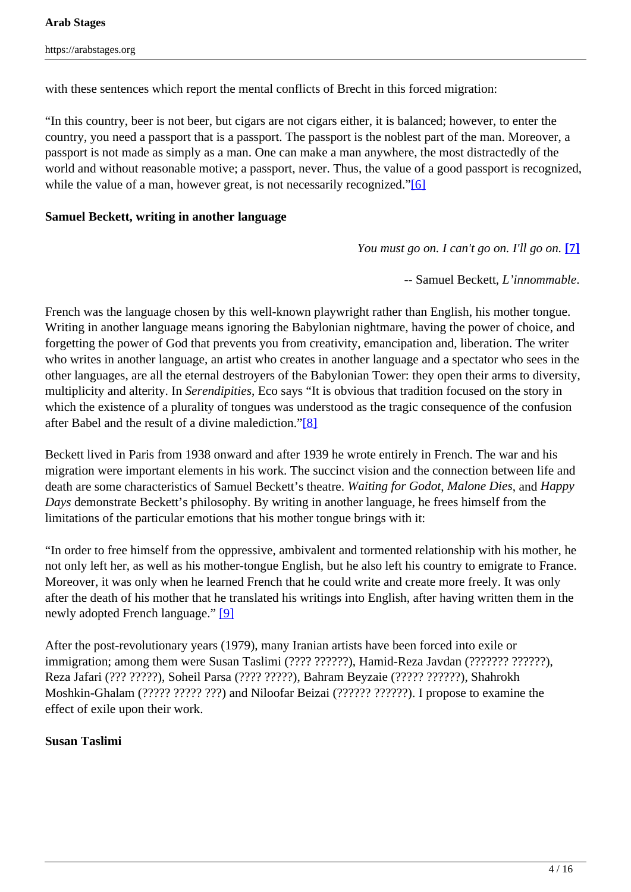with these sentences which report the mental conflicts of Brecht in this forced migration:

"In this country, beer is not beer, but cigars are not cigars either, it is balanced; however, to enter the country, you need a passport that is a passport. The passport is the noblest part of the man. Moreover, a passport is not made as simply as a man. One can make a man anywhere, the most distractedly of the world and without reasonable motive; a passport, never. Thus, the value of a good passport is recognized, while the value of a man, however great, is not necessarily recognized."[6]

**Samuel Beckett, writing in another language**

*You must go on. I can't go on. I'll go on.* **[7]**

-- Samuel Beckett, *L'innommable*.

French was the language chosen by this well-known playwright rather than English, his mother tongue. Writing in another language means ignoring the Babylonian nightmare, having the power of choice, and forgetting the power of God that prevents you from creativity, emancipation and, liberation. The writer who writes in another language, an artist who creates in another language and a spectator who sees in the other languages, are all the eternal destroyers of the Babylonian Tower: they open their arms to diversity, multiplicity and alterity. In *Serendipities*, Eco says "It is obvious that tradition focused on the story in which the existence of a plurality of tongues was understood as the tragic consequence of the confusion after Babel and the result of a divine malediction."[8]

Beckett lived in Paris from 1938 onward and after 1939 he wrote entirely in French. The war and his migration were important elements in his work. The succinct vision and the connection between life and death are some characteristics of Samuel Beckett's theatre. *Waiting for Godot*, *Malone Dies*, and *Happy Days* demonstrate Beckett's philosophy. By writing in another language, he frees himself from the limitations of the particular emotions that his mother tongue brings with it:

"In order to free himself from the oppressive, ambivalent and tormented relationship with his mother, he not only left her, as well as his mother-tongue English, but he also left his country to emigrate to France. Moreover, it was only when he learned French that he could write and create more freely. It was only after the death of his mother that he translated his writings into English, after having written them in the newly adopted French language." [9]

After the post-revolutionary years (1979), many Iranian artists have been forced into exile or immigration; among them were Susan Taslimi (???? ??????), Hamid-Reza Javdan (??????? ??????), Reza Jafari (??? ?????), Soheil Parsa (???? ?????), Bahram Beyzaie (????? ??????), Shahrokh Moshkin-Ghalam (????? ????? ???) and Niloofar Beizai (?????? ??????). I propose to examine the effect of exile upon their work.

**Susan Taslimi**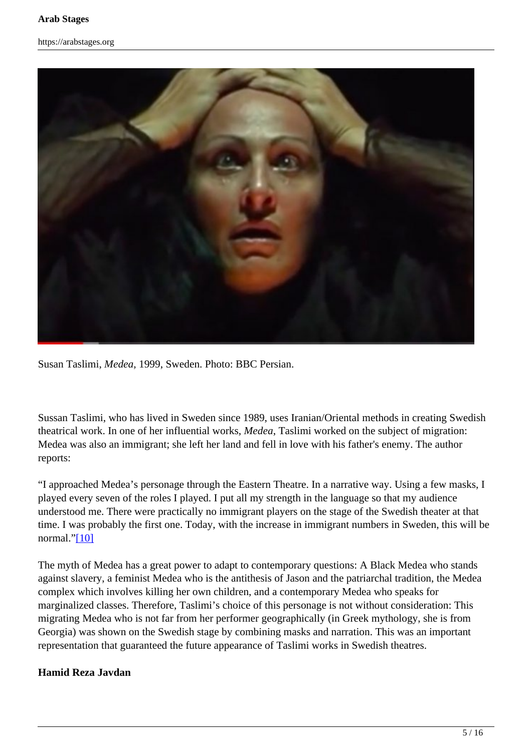Susan Taslimi, *Medea*, 1999, Sweden. Photo: BBC Persian.

Sussan Taslimi, who has lived in Sweden since 1989, uses Iranian/Oriental methods in creating Swedish theatrical work. In one of her influential works, *Medea*, Taslimi worked on the subject of migration: Medea was also an immigrant; she left her land and fell in love with his father's enemy. The author reports:

"I approached Medea's personage through the Eastern Theatre. In a narrative way. Using a few masks, I played every seven of the roles I played. I put all my strength in the language so that my audience understood me. There were practically no immigrant players on the stage of the Swedish theater at that time. I was probably the first one. Today, with the increase in immigrant numbers in Sweden, this will be normal."[10]

The myth of Medea has a great power to adapt to contemporary questions: A Black Medea who stands against slavery, a feminist Medea who is the antithesis of Jason and the patriarchal tradition, the Medea complex which involves killing her own children, and a contemporary Medea who speaks for marginalized classes. Therefore, Taslimi's choice of this personage is not without consideration: This migrating Medea who is not far from her performer geographically (in Greek mythology, she is from Georgia) was shown on the Swedish stage by combining masks and narration. This was an important representation that guaranteed the future appearance of Taslimi works in Swedish theatres.

**Hamid Reza Javdan**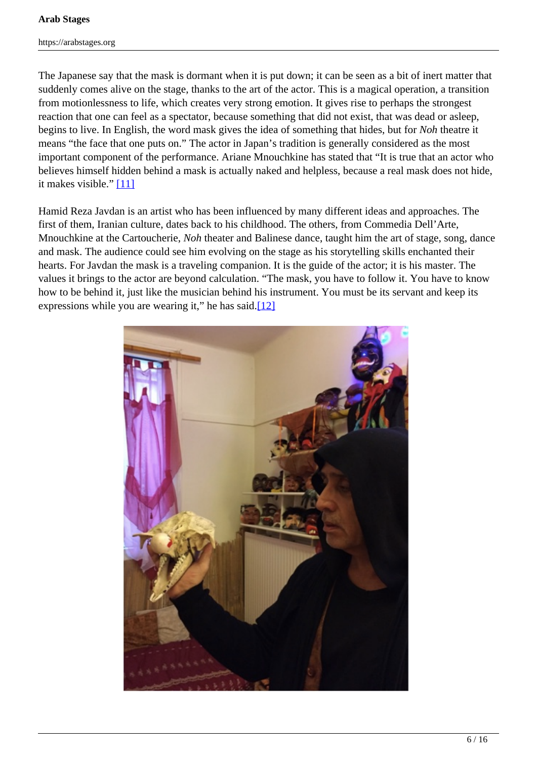The Japanese say that the mask is dormant when it is put down; it can be seen as a bit of inert matter that suddenly comes alive on the stage, thanks to the art of the actor. This is a magical operation, a transition from motionlessness to life, which creates very strong emotion. It gives rise to perhaps the strongest reaction that one can feel as a spectator, because something that did not exist, that was dead or asleep, begins to live. In English, the word mask gives the idea of something that hides, but for *Noh* theatre it means "the face that one puts on." The actor in Japan's tradition is generally considered as the most important component of the performance. Ariane Mnouchkine has stated that "It is true that an actor who believes himself hidden behind a mask is actually naked and helpless, because a real mask does not hide, it makes visible." [11]

Hamid Reza Javdan is an artist who has been influenced by many different ideas and approaches. The first of them, Iranian culture, dates back to his childhood. The others, from Commedia Dell'Arte, Mnouchkine at the Cartoucherie, *Noh* theater and Balinese dance, taught him the art of stage, song, dance and mask. The audience could see him evolving on the stage as his storytelling skills enchanted their hearts. For Javdan the mask is a traveling companion. It is the guide of the actor; it is his master. The values it brings to the actor are beyond calculation. "The mask, you have to follow it. You have to know how to be behind it, just like the musician behind his instrument. You must be its servant and keep its expressions while you are wearing it," he has said.[12]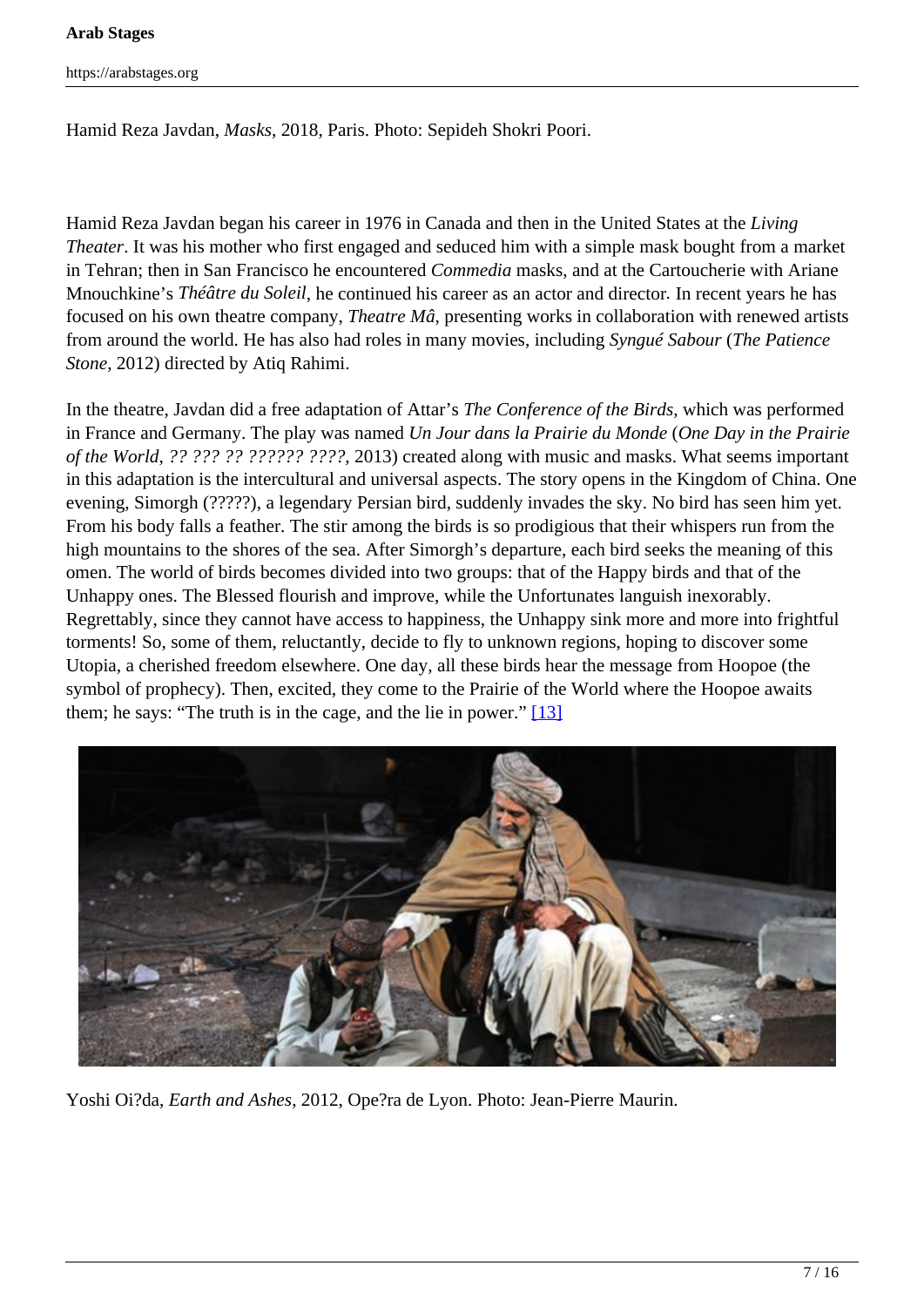Hamid Reza Javdan, *Masks*, 2018, Paris. Photo: Sepideh Shokri Poori.

Hamid Reza Javdan began his career in 1976 in Canada and then in the United States at the *Living Theater*. It was his mother who first engaged and seduced him with a simple mask bought from a market in Tehran; then in San Francisco he encountered *Commedia* masks, and at the Cartoucherie with Ariane Mnouchkine's *Théâtre du Soleil*, he continued his career as an actor and director. In recent years he has focused on his own theatre company, *Theatre Mâ*, presenting works in collaboration with renewed artists from around the world. He has also had roles in many movies, including *Syngué Sabour* (*The Patience Stone*, 2012) directed by Atiq Rahimi.

In the theatre, Javdan did a free adaptation of Attar's *The Conference of the Birds*, which was performed in France and Germany. The play was named *Un Jour dans la Prairie du Monde* (*One Day in the Prairie of the World, ?? ??? ?? ?????? ????*, 2013) created along with music and masks. What seems important in this adaptation is the intercultural and universal aspects. The story opens in the Kingdom of China. One evening, Simorgh (?????), a legendary Persian bird, suddenly invades the sky. No bird has seen him yet. From his body falls a feather. The stir among the birds is so prodigious that their whispers run from the high mountains to the shores of the sea. After Simorgh's departure, each bird seeks the meaning of this omen. The world of birds becomes divided into two groups: that of the Happy birds and that of the Unhappy ones. The Blessed flourish and improve, while the Unfortunates languish inexorably. Regrettably, since they cannot have access to happiness, the Unhappy sink more and more into frightful torments! So, some of them, reluctantly, decide to fly to unknown regions, hoping to discover some Utopia, a cherished freedom elsewhere. One day, all these birds hear the message from Hoopoe (the symbol of prophecy). Then, excited, they come to the Prairie of the World where the Hoopoe awaits them; he says: "The truth is in the cage, and the lie in power." [13]

Yoshi Oi?da, *Earth and Ashes*, 2012, Ope?ra de Lyon. Photo: Jean-Pierre Maurin.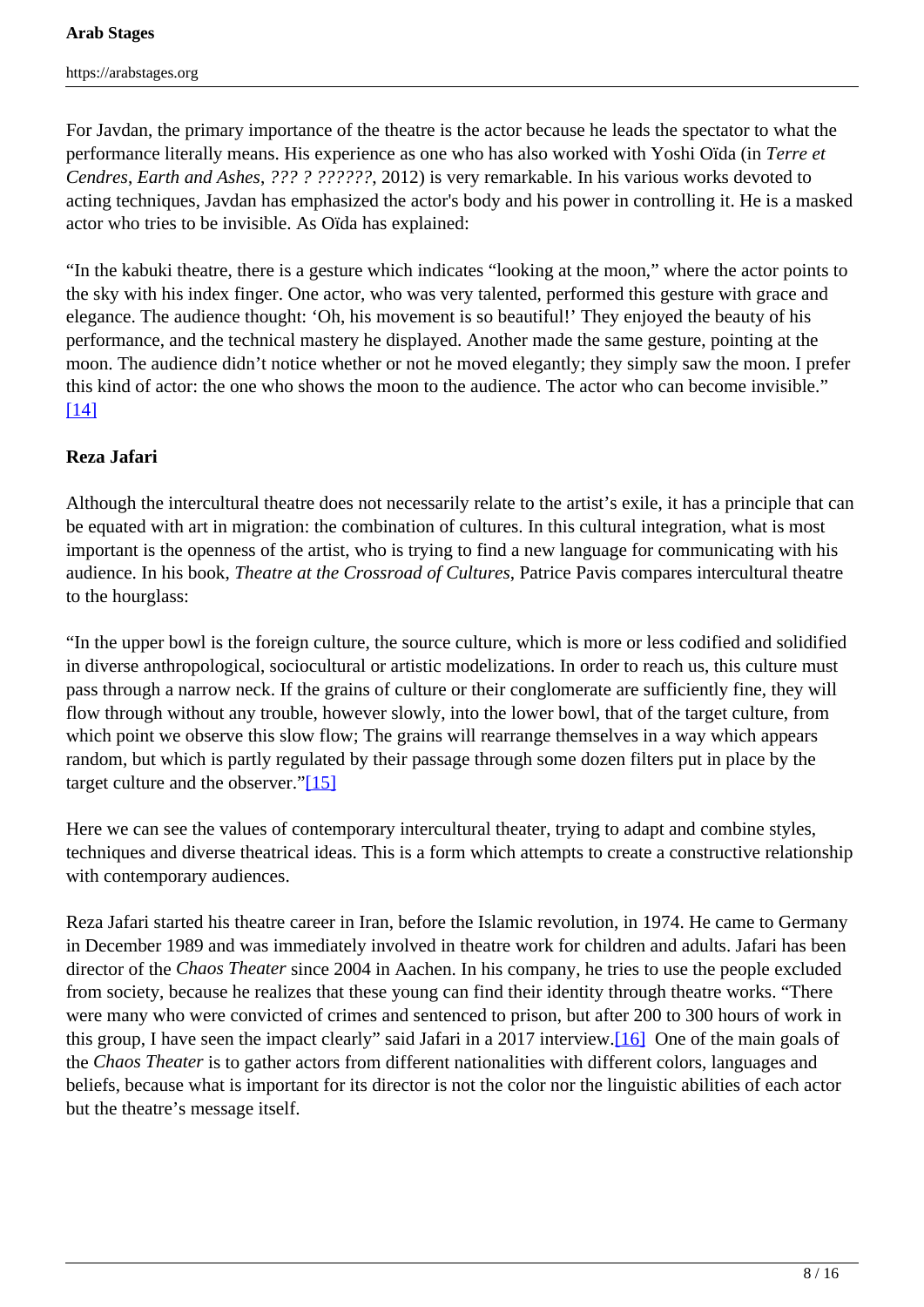For Javdan, the primary importance of the theatre is the actor because he leads the spectator to what the performance literally means. His experience as one who has also worked with Yoshi Oïda (in *Terre et Cendres*, *Earth and Ashes*, *??? ? ??????*, 2012) is very remarkable. In his various works devoted to acting techniques, Javdan has emphasized the actor's body and his power in controlling it. He is a masked actor who tries to be invisible. As Oïda has explained:

"In the kabuki theatre, there is a gesture which indicates "looking at the moon," where the actor points to the sky with his index finger. One actor, who was very talented, performed this gesture with grace and elegance. The audience thought: 'Oh, his movement is so beautiful!' They enjoyed the beauty of his performance, and the technical mastery he displayed. Another made the same gesture, pointing at the moon. The audience didn't notice whether or not he moved elegantly; they simply saw the moon. I prefer this kind of actor: the one who shows the moon to the audience. The actor who can become invisible." [14]

**Reza Jafari**

Although the intercultural theatre does not necessarily relate to the artist's exile, it has a principle that can be equated with art in migration: the combination of cultures. In this cultural integration, what is most important is the openness of the artist, who is trying to find a new language for communicating with his audience. In his book, *Theatre at the Crossroad of Cultures,* Patrice Pavis compares intercultural theatre to the hourglass:

"In the upper bowl is the foreign culture, the source culture, which is more or less codified and solidified in diverse anthropological, sociocultural or artistic modelizations. In order to reach us, this culture must pass through a narrow neck. If the grains of culture or their conglomerate are sufficiently fine, they will flow through without any trouble, however slowly, into the lower bowl, that of the target culture, from which point we observe this slow flow; The grains will rearrange themselves in a way which appears random, but which is partly regulated by their passage through some dozen filters put in place by the target culture and the observer."[15]

Here we can see the values of contemporary intercultural theater, trying to adapt and combine styles, techniques and diverse theatrical ideas. This is a form which attempts to create a constructive relationship with contemporary audiences.

Reza Jafari started his theatre career in Iran, before the Islamic revolution, in 1974. He came to Germany in December 1989 and was immediately involved in theatre work for children and adults. Jafari has been director of the *Chaos Theater* since 2004 in Aachen. In his company, he tries to use the people excluded from society, because he realizes that these young can find their identity through theatre works. "There were many who were convicted of crimes and sentenced to prison, but after 200 to 300 hours of work in this group, I have seen the impact clearly" said Jafari in a 2017 interview.[16] One of the main goals of the *Chaos Theater* is to gather actors from different nationalities with different colors, languages and beliefs, because what is important for its director is not the color nor the linguistic abilities of each actor but the theatre's message itself.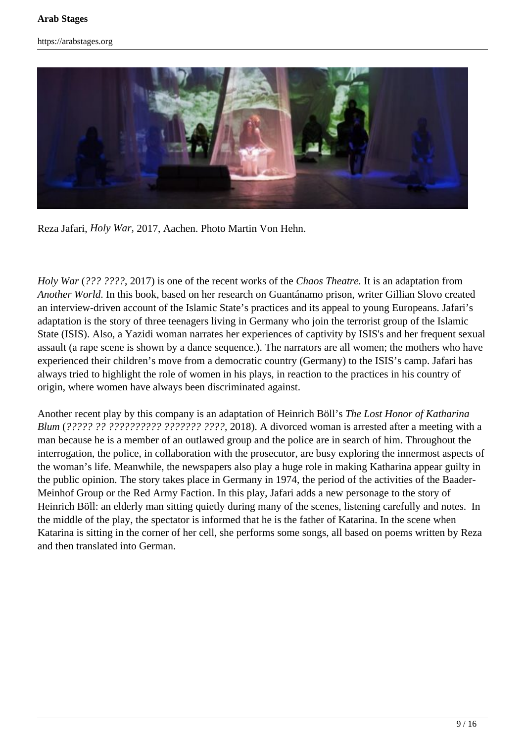Reza Jafari, *Holy War*, 2017, Aachen. Photo Martin Von Hehn.

*Holy War* (*??? ????*, 2017) is one of the recent works of the *Chaos Theatre.* It is an adaptation from *Another World*. In this book, based on her research on Guantánamo prison, writer Gillian Slovo created an interview-driven account of the Islamic State's practices and its appeal to young Europeans. Jafari's adaptation is the story of three teenagers living in Germany who join the terrorist group of the Islamic State (ISIS). Also, a Yazidi woman narrates her experiences of captivity by ISIS's and her frequent sexual assault (a rape scene is shown by a dance sequence.). The narrators are all women; the mothers who have experienced their children's move from a democratic country (Germany) to the ISIS's camp. Jafari has always tried to highlight the role of women in his plays, in reaction to the practices in his country of origin, where women have always been discriminated against.

Another recent play by this company is an adaptation of Heinrich Böll's *The Lost Honor of Katharina Blum* (*????? ?? ?????????? ??????? ????*, 2018). A divorced woman is arrested after a meeting with a man because he is a member of an outlawed group and the police are in search of him. Throughout the interrogation, the police, in collaboration with the prosecutor, are busy exploring the innermost aspects of the woman's life. Meanwhile, the newspapers also play a huge role in making Katharina appear guilty in the public opinion. The story takes place in Germany in 1974, the period of the activities of the Baader-Meinhof Group or the Red Army Faction. In this play, Jafari adds a new personage to the story of Heinrich Böll: an elderly man sitting quietly during many of the scenes, listening carefully and notes. In the middle of the play, the spectator is informed that he is the father of Katarina. In the scene when Katarina is sitting in the corner of her cell, she performs some songs, all based on poems written by Reza and then translated into German.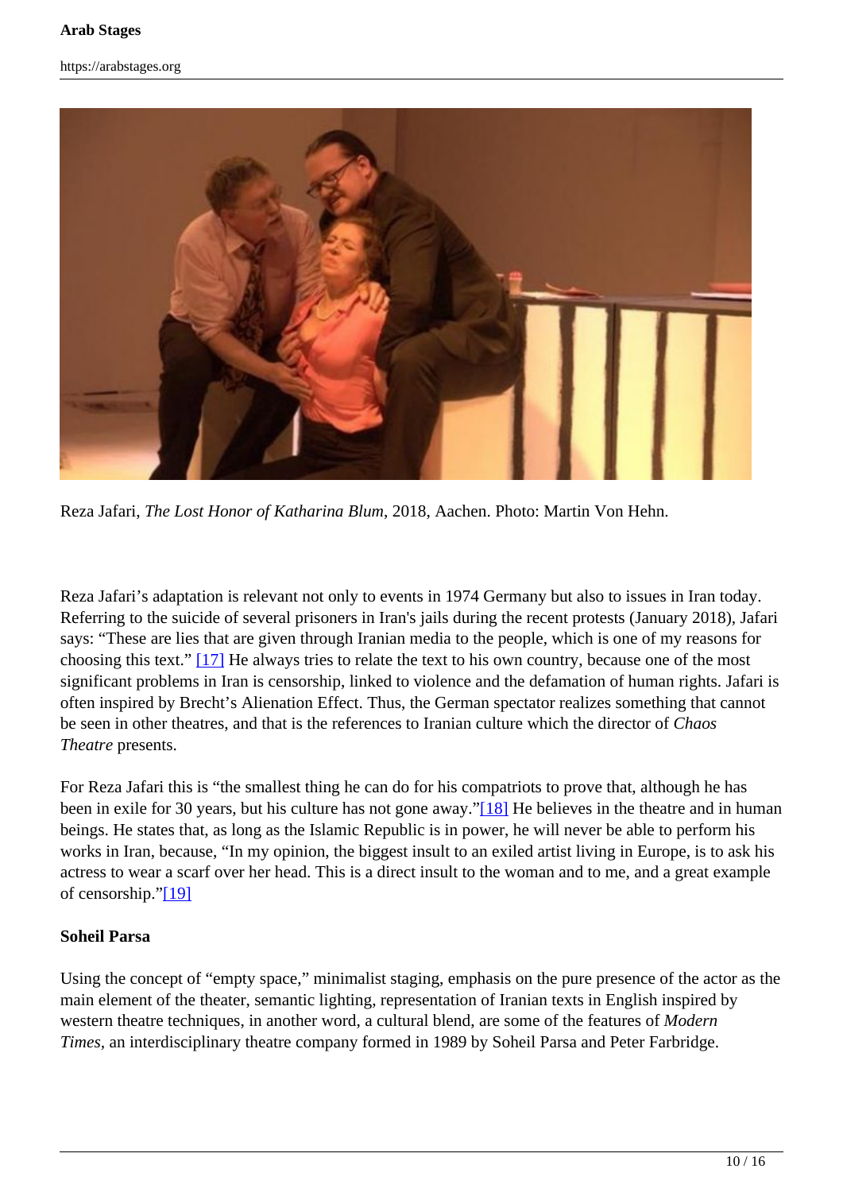Reza Jafari, *The Lost Honor of Katharina Blum*, 2018, Aachen. Photo: Martin Von Hehn.

Reza Jafari's adaptation is relevant not only to events in 1974 Germany but also to issues in Iran today. Referring to the suicide of several prisoners in Iran's jails during the recent protests (January 2018), Jafari says: "These are lies that are given through Iranian media to the people, which is one of my reasons for choosing this text." [17] He always tries to relate the text to his own country, because one of the most significant problems in Iran is censorship, linked to violence and the defamation of human rights. Jafari is often inspired by Brecht's Alienation Effect. Thus, the German spectator realizes something that cannot be seen in other theatres, and that is the references to Iranian culture which the director of *Chaos Theatre* presents.

For Reza Jafari this is "the smallest thing he can do for his compatriots to prove that, although he has been in exile for 30 years, but his culture has not gone away."[18] He believes in the theatre and in human beings. He states that, as long as the Islamic Republic is in power, he will never be able to perform his works in Iran, because, "In my opinion, the biggest insult to an exiled artist living in Europe, is to ask his actress to wear a scarf over her head. This is a direct insult to the woman and to me, and a great example of censorship."[19]

**Soheil Parsa**

Using the concept of "empty space," minimalist staging, emphasis on the pure presence of the actor as the main element of the theater, semantic lighting, representation of Iranian texts in English inspired by western theatre techniques, in another word, a cultural blend, are some of the features of *Modern Times*, an interdisciplinary theatre company formed in 1989 by Soheil Parsa and Peter Farbridge.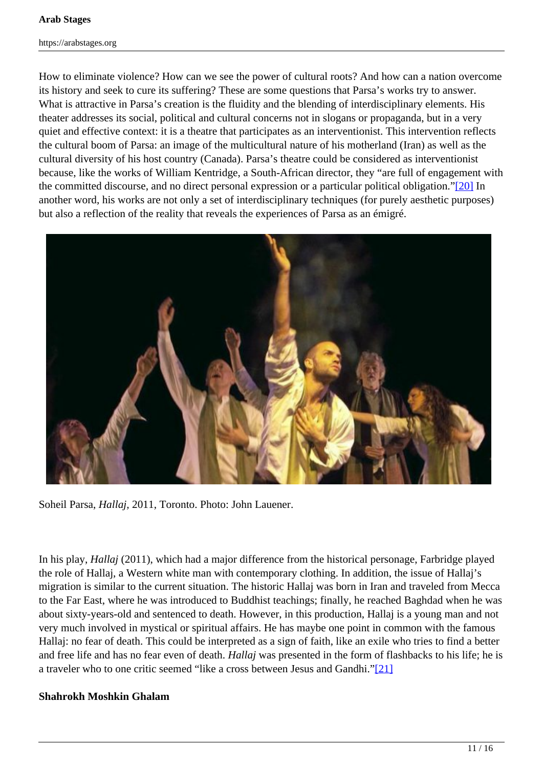How to eliminate violence? How can we see the power of cultural roots? And how can a nation overcome its history and seek to cure its suffering? These are some questions that Parsa's works try to answer. What is attractive in Parsa's creation is the fluidity and the blending of interdisciplinary elements. His theater addresses its social, political and cultural concerns not in slogans or propaganda, but in a very quiet and effective context: it is a theatre that participates as an interventionist. This intervention reflects the cultural boom of Parsa: an image of the multicultural nature of his motherland (Iran) as well as the cultural diversity of his host country (Canada). Parsa's theatre could be considered as interventionist because, like the works of William Kentridge, a South-African director, they "are full of engagement with the committed discourse, and no direct personal expression or a particular political obligation."[20] In another word, his works are not only a set of interdisciplinary techniques (for purely aesthetic purposes) but also a reflection of the reality that reveals the experiences of Parsa as an émigré.

Soheil Parsa, *Hallaj*, 2011, Toronto. Photo: John Lauener.

In his play, *Hallaj* (2011), which had a major difference from the historical personage, Farbridge played the role of Hallaj, a Western white man with contemporary clothing. In addition, the issue of Hallaj's migration is similar to the current situation. The historic Hallaj was born in Iran and traveled from Mecca to the Far East, where he was introduced to Buddhist teachings; finally, he reached Baghdad when he was about sixty-years-old and sentenced to death. However, in this production, Hallaj is a young man and not very much involved in mystical or spiritual affairs. He has maybe one point in common with the famous Hallaj: no fear of death. This could be interpreted as a sign of faith, like an exile who tries to find a better and free life and has no fear even of death. *Hallaj* was presented in the form of flashbacks to his life; he is a traveler who to one critic seemed "like a cross between Jesus and Gandhi."[21]

**Shahrokh Moshkin Ghalam**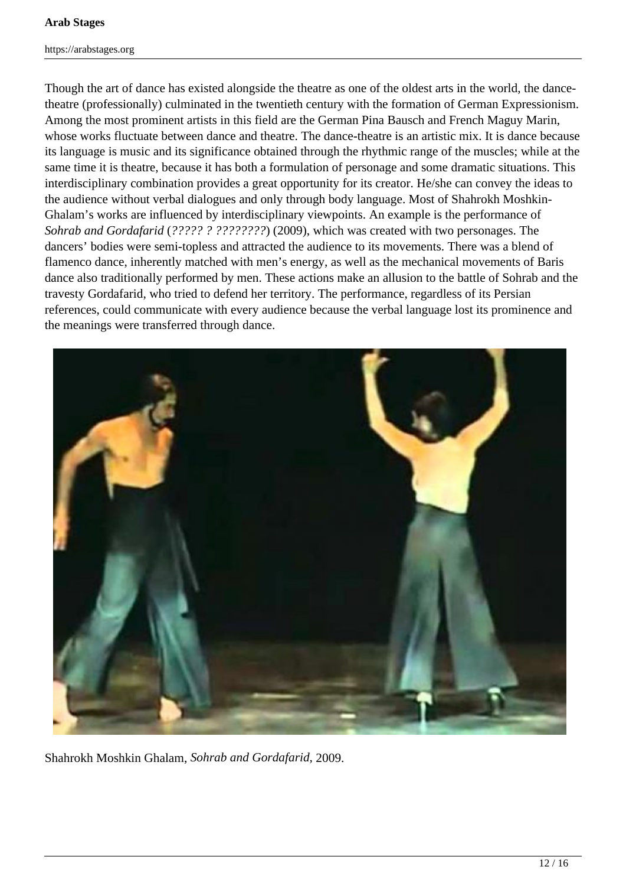Though the art of dance has existed alongside the theatre as one of the oldest arts in the world, the dance-theatre (professionally) culminated in the twentieth century with the formation of German Expressionism. Among the most prominent artists in this field are the German Pina Bausch and French Maguy Marin, whose works fluctuate between dance and theatre. The dance-theatre is an artistic mix. It is dance because its language is music and its significance obtained through the rhythmic range of the muscles; while at the same time it is theatre, because it has both a formulation of personage and some dramatic situations. This interdisciplinary combination provides a great opportunity for its creator. He/she can convey the ideas to the audience without verbal dialogues and only through body language. Most of Shahrokh Moshkin-Ghalam's works are influenced by interdisciplinary viewpoints. An example is the performance of *Sohrab and Gordafarid* (*????? ? ????????*) (2009), which was created with two personages. The dancers' bodies were semi-topless and attracted the audience to its movements. There was a blend of flamenco dance, inherently matched with men's energy, as well as the mechanical movements of Baris dance also traditionally performed by men. These actions make an allusion to the battle of Sohrab and the travesty Gordafarid, who tried to defend her territory. The performance, regardless of its Persian references, could communicate with every audience because the verbal language lost its prominence and the meanings were transferred through dance.

Shahrokh Moshkin Ghalam, *Sohrab and Gordafarid*, 2009.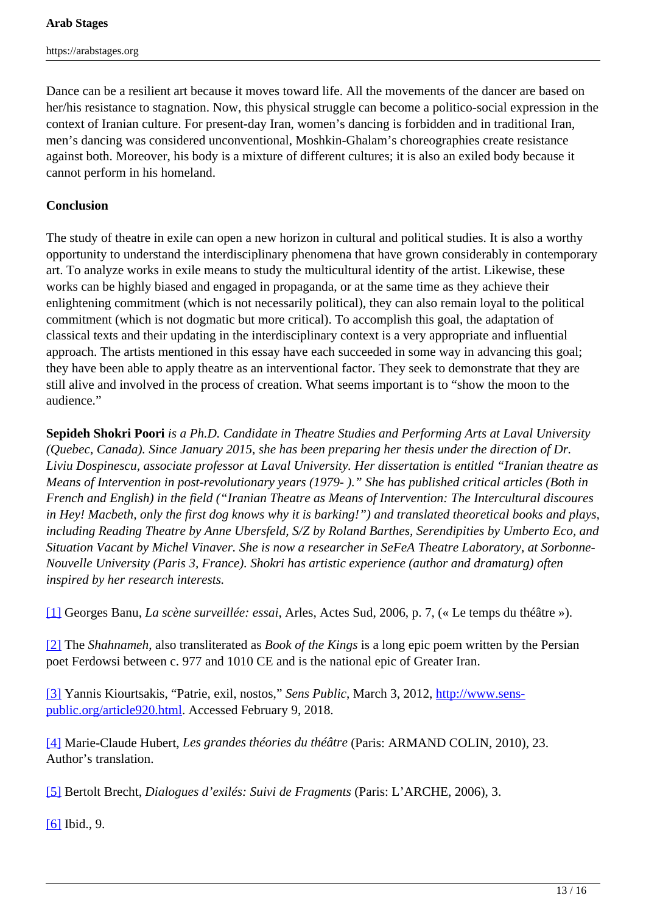Dance can be a resilient art because it moves toward life. All the movements of the dancer are based on her/his resistance to stagnation. Now, this physical struggle can become a politico-social expression in the context of Iranian culture. For present-day Iran, women's dancing is forbidden and in traditional Iran, men's dancing was considered unconventional, Moshkin-Ghalam's choreographies create resistance against both. Moreover, his body is a mixture of different cultures; it is also an exiled body because it cannot perform in his homeland.

**Conclusion**

The study of theatre in exile can open a new horizon in cultural and political studies. It is also a worthy opportunity to understand the interdisciplinary phenomena that have grown considerably in contemporary art. To analyze works in exile means to study the multicultural identity of the artist. Likewise, these works can be highly biased and engaged in propaganda, or at the same time as they achieve their enlightening commitment (which is not necessarily political), they can also remain loyal to the political commitment (which is not dogmatic but more critical). To accomplish this goal, the adaptation of classical texts and their updating in the interdisciplinary context is a very appropriate and influential approach. The artists mentioned in this essay have each succeeded in some way in advancing this goal; they have been able to apply theatre as an interventional factor. They seek to demonstrate that they are still alive and involved in the process of creation. What seems important is to "show the moon to the audience."

**Sepideh Shokri Poori** *is a Ph.D. Candidate in Theatre Studies and Performing Arts at Laval University (Quebec, Canada). Since January 2015, she has been preparing her thesis under the direction of Dr. Liviu Dospinescu, associate professor at Laval University. Her dissertation is entitled "Iranian theatre as Means of Intervention in post-revolutionary years (1979- )." She has published critical articles (Both in French and English) in the field ("Iranian Theatre as Means of Intervention: The Intercultural discoures in Hey! Macbeth, only the first dog knows why it is barking!") and translated theoretical books and plays, including Reading Theatre by Anne Ubersfeld, S/Z by Roland Barthes, Serendipities by Umberto Eco, and Situation Vacant by Michel Vinaver. She is now a researcher in SeFeA Theatre Laboratory, at Sorbonne-Nouvelle University (Paris 3, France). Shokri has artistic experience (author and dramaturg) often inspired by her research interests.*

[1] Georges Banu, *La scène surveillée: essai*, Arles, Actes Sud, 2006, p. 7, (« Le temps du théâtre »).

[2] The *Shahnameh*, also transliterated as *Book of the Kings* is a long epic poem written by the Persian poet Ferdowsi between c. 977 and 1010 CE and is the national epic of Greater Iran.

[3] Yannis Kiourtsakis, "Patrie, exil, nostos," *Sens Public*, March 3, 2012, http://www.sens-public.org/article920.html. Accessed February 9, 2018.

[4] Marie-Claude Hubert, *Les grandes théories du théâtre* (Paris: ARMAND COLIN, 2010), 23. Author's translation.

[5] Bertolt Brecht, *Dialogues d'exilés: Suivi de Fragments* (Paris: L'ARCHE, 2006), 3.

[6] Ibid., 9.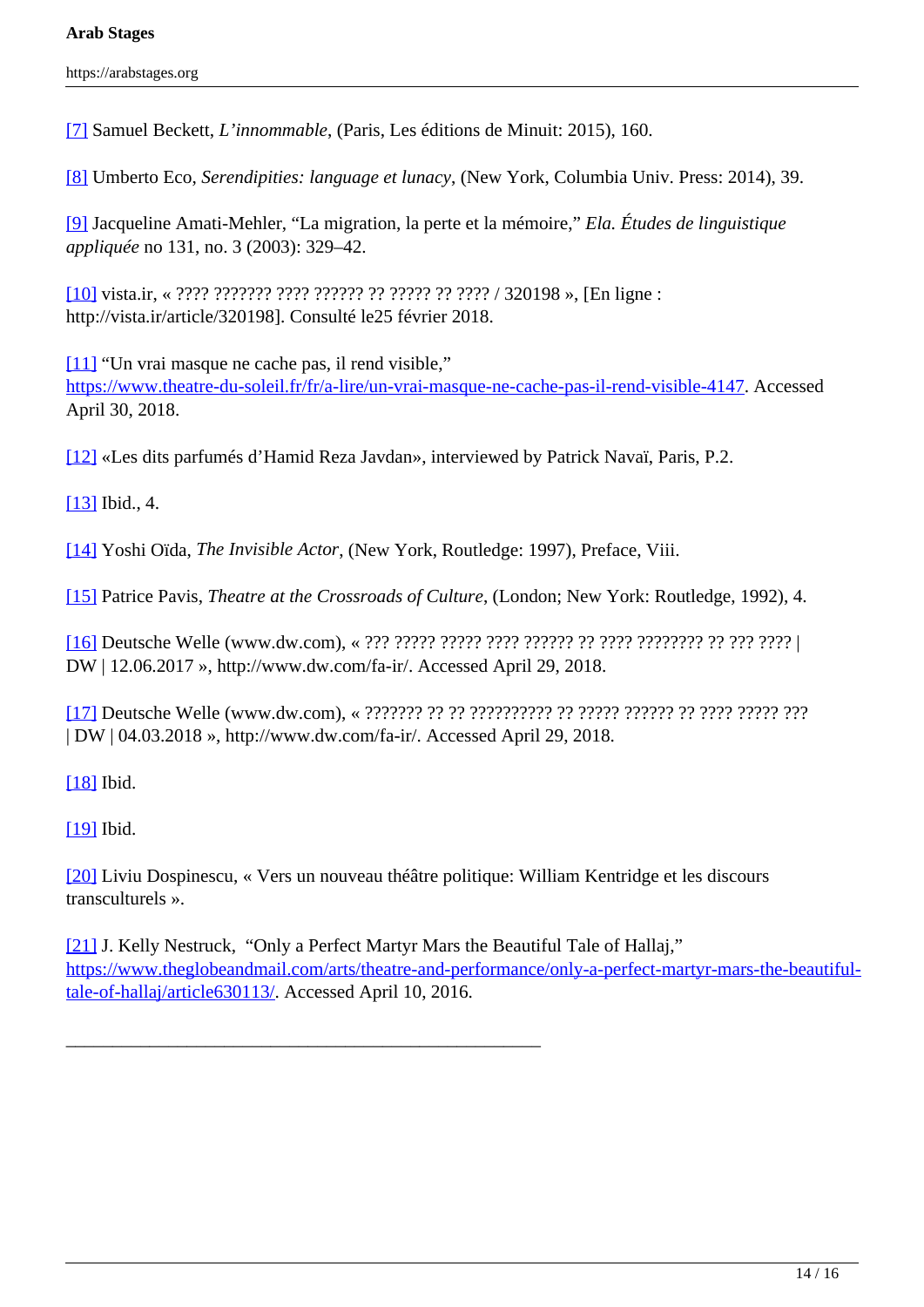[7] Samuel Beckett, *L'innommable*, (Paris, Les éditions de Minuit: 2015), 160.

[8] Umberto Eco, *Serendipities: language et lunacy*, (New York, Columbia Univ. Press: 2014), 39.

[9] Jacqueline Amati-Mehler, "La migration, la perte et la mémoire," *Ela. Études de linguistique appliquée* no 131, no. 3 (2003): 329–42.

[10] vista.ir, « ???? ??????? ???? ?????? ?? ????? ?? ???? / 320198 », [En ligne : http://vista.ir/article/320198]. Consulté le25 février 2018.

[11] "Un vrai masque ne cache pas, il rend visible," https://www.theatre-du-soleil.fr/fr/a-lire/un-vrai-masque-ne-cache-pas-il-rend-visible-4147. Accessed April 30, 2018.

[12] «Les dits parfumés d'Hamid Reza Javdan», interviewed by Patrick Navaï, Paris, P.2.

[13] Ibid., 4.

[14] Yoshi Oïda, *The Invisible Actor*, (New York, Routledge: 1997), Preface, Viii.

[15] Patrice Pavis, *Theatre at the Crossroads of Culture*, (London; New York: Routledge, 1992), 4.

[16] Deutsche Welle (www.dw.com), « ??? ????? ????? ???? ?????? ?? ???? ???????? ?? ??? ???? | DW | 12.06.2017 », http://www.dw.com/fa-ir/. Accessed April 29, 2018.

[17] Deutsche Welle (www.dw.com), « ??????? ?? ?? ?????????? ?? ????? ?????? ?? ???? ????? ??? | DW | 04.03.2018 », http://www.dw.com/fa-ir/. Accessed April 29, 2018.

[18] Ibid.

[19] Ibid.

[20] Liviu Dospinescu, « Vers un nouveau théâtre politique: William Kentridge et les discours transculturels ».

[21] J. Kelly Nestruck, "Only a Perfect Martyr Mars the Beautiful Tale of Hallaj," https://www.theglobeandmail.com/arts/theatre-and-performance/only-a-perfect-martyr-mars-the-beautiful-tale-of-hallaj/article630113/. Accessed April 10, 2016.

---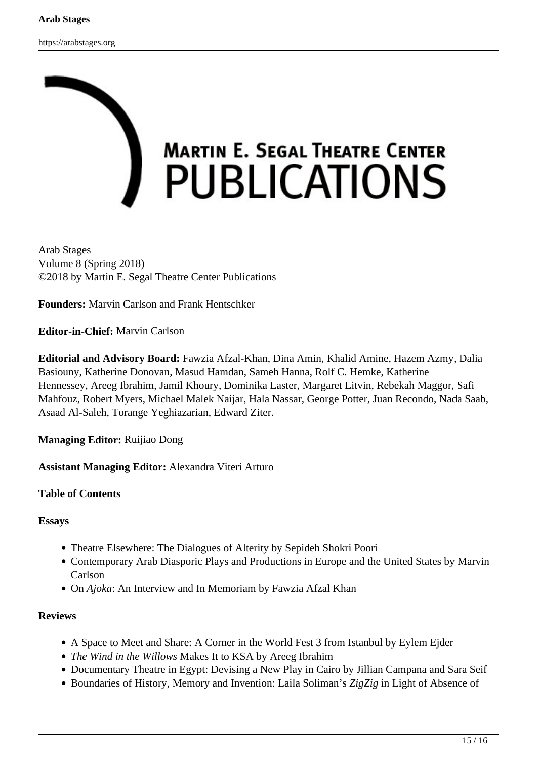Arab Stages
Volume 8 (Spring 2018)
©2018 by Martin E. Segal Theatre Center Publications

**Founders:** Marvin Carlson and Frank Hentschker

**Editor-in-Chief:** Marvin Carlson

**Editorial and Advisory Board:** Fawzia Afzal-Khan, Dina Amin, Khalid Amine, Hazem Azmy, Dalia Basiouny, Katherine Donovan, Masud Hamdan, Sameh Hanna, Rolf C. Hemke, Katherine Hennessey, Areeg Ibrahim, Jamil Khoury, Dominika Laster, Margaret Litvin, Rebekah Maggor, Safi Mahfouz, Robert Myers, Michael Malek Naijar, Hala Nassar, George Potter, Juan Recondo, Nada Saab, Asaad Al-Saleh, Torange Yeghiazarian, Edward Ziter.

**Managing Editor:** Ruijiao Dong

**Assistant Managing Editor:** Alexandra Viteri Arturo

**Table of Contents**

**Essays**

- Theatre Elsewhere: The Dialogues of Alterity by Sepideh Shokri Poori
- Contemporary Arab Diasporic Plays and Productions in Europe and the United States by Marvin Carlson
- On *Ajoka*: An Interview and In Memoriam by Fawzia Afzal Khan

**Reviews**

- A Space to Meet and Share: A Corner in the World Fest 3 from Istanbul by Eylem Ejder
- *The Wind in the Willows* Makes It to KSA by Areeg Ibrahim
- Documentary Theatre in Egypt: Devising a New Play in Cairo by Jillian Campana and Sara Seif
- Boundaries of History, Memory and Invention: Laila Soliman's *ZigZig* in Light of Absence of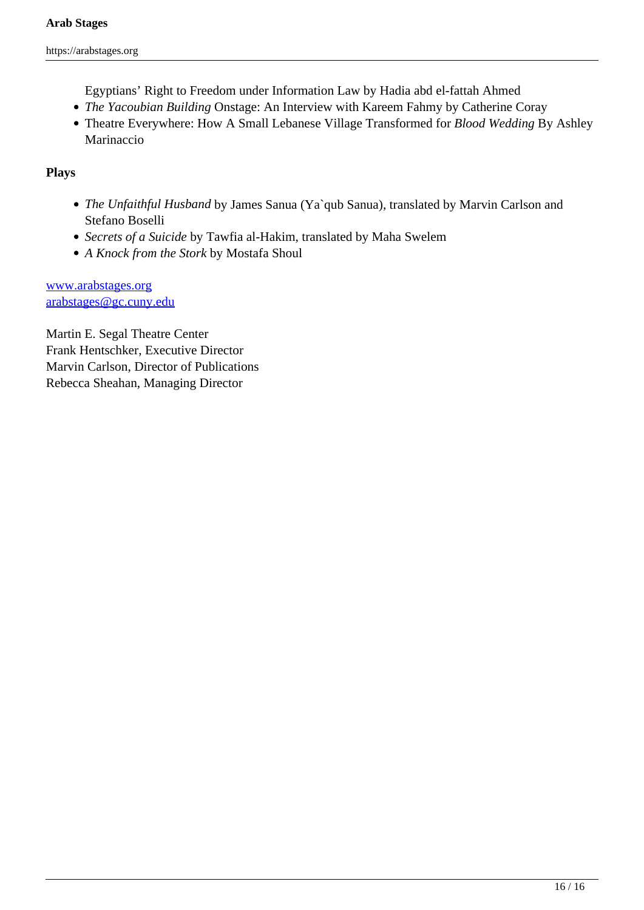Egyptians' Right to Freedom under Information Law by Hadia abd el-fattah Ahmed

- *The Yacoubian Building* Onstage: An Interview with Kareem Fahmy by Catherine Coray
- Theatre Everywhere: How A Small Lebanese Village Transformed for *Blood Wedding* By Ashley Marinaccio

**Plays**

- *The Unfaithful Husband* by James Sanua (Ya`qub Sanua), translated by Marvin Carlson and Stefano Boselli
- *Secrets of a Suicide* by Tawfia al-Hakim, translated by Maha Swelem
- *A Knock from the Stork* by Mostafa Shoul

www.arabstages.org
arabstages@gc.cuny.edu

Martin E. Segal Theatre Center
Frank Hentschker, Executive Director
Marvin Carlson, Director of Publications
Rebecca Sheahan, Managing Director